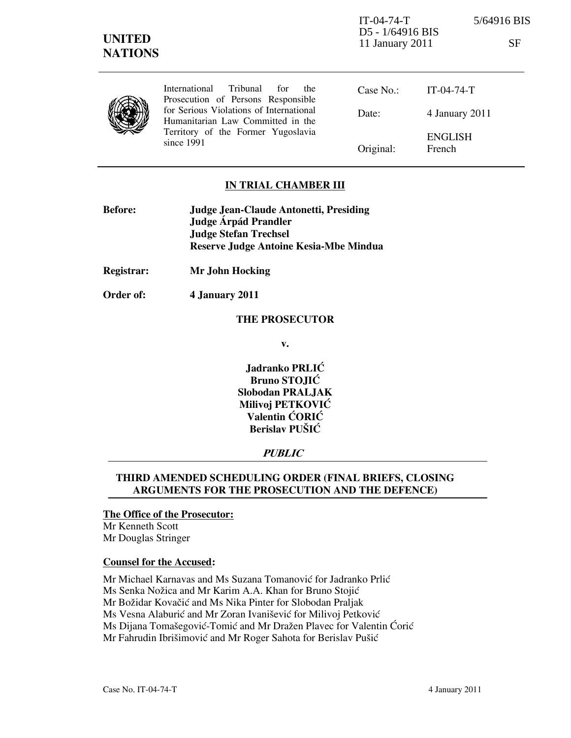IT-04-74-T 5/64916 BIS
D5 - 1/64916 BIS
11 January 2011 SF

**UNITED NATIONS**

International Tribunal for the Prosecution of Persons Responsible for Serious Violations of International Humanitarian Law Committed in the Territory of the Former Yugoslavia since 1991

| | |
|---|---|
| Case No.: | IT-04-74-T |
| Date: | 4 January 2011 |
| Original: | ENGLISH French |

## IN TRIAL CHAMBER III

**Before:** **Judge Jean-Claude Antonetti, Presiding**
**Judge Árpád Prandler**
**Judge Stefan Trechsel**
**Reserve Judge Antoine Kesia-Mbe Mindua**

**Registrar:** **Mr John Hocking**

**Order of:** **4 January 2011**

**THE PROSECUTOR**

**v.**

**Jadranko PRLIĆ**
**Bruno STOJIĆ**
**Slobodan PRALJAK**
**Milivoj PETKOVIĆ**
**Valentin ĆORIĆ**
**Berislav PUŠIĆ**

***PUBLIC***

## THIRD AMENDED SCHEDULING ORDER (FINAL BRIEFS, CLOSING ARGUMENTS FOR THE PROSECUTION AND THE DEFENCE)

**The Office of the Prosecutor:**
Mr Kenneth Scott
Mr Douglas Stringer

**Counsel for the Accused:**

Mr Michael Karnavas and Ms Suzana Tomanović for Jadranko Prlić
Ms Senka Nožica and Mr Karim A.A. Khan for Bruno Stojić
Mr Božidar Kovačić and Ms Nika Pinter for Slobodan Praljak
Ms Vesna Alaburić and Mr Zoran Ivanišević for Milivoj Petković
Ms Dijana Tomašegović-Tomić and Mr Dražen Plavec for Valentin Ćorić
Mr Fahrudin Ibrišimović and Mr Roger Sahota for Berislav Pušić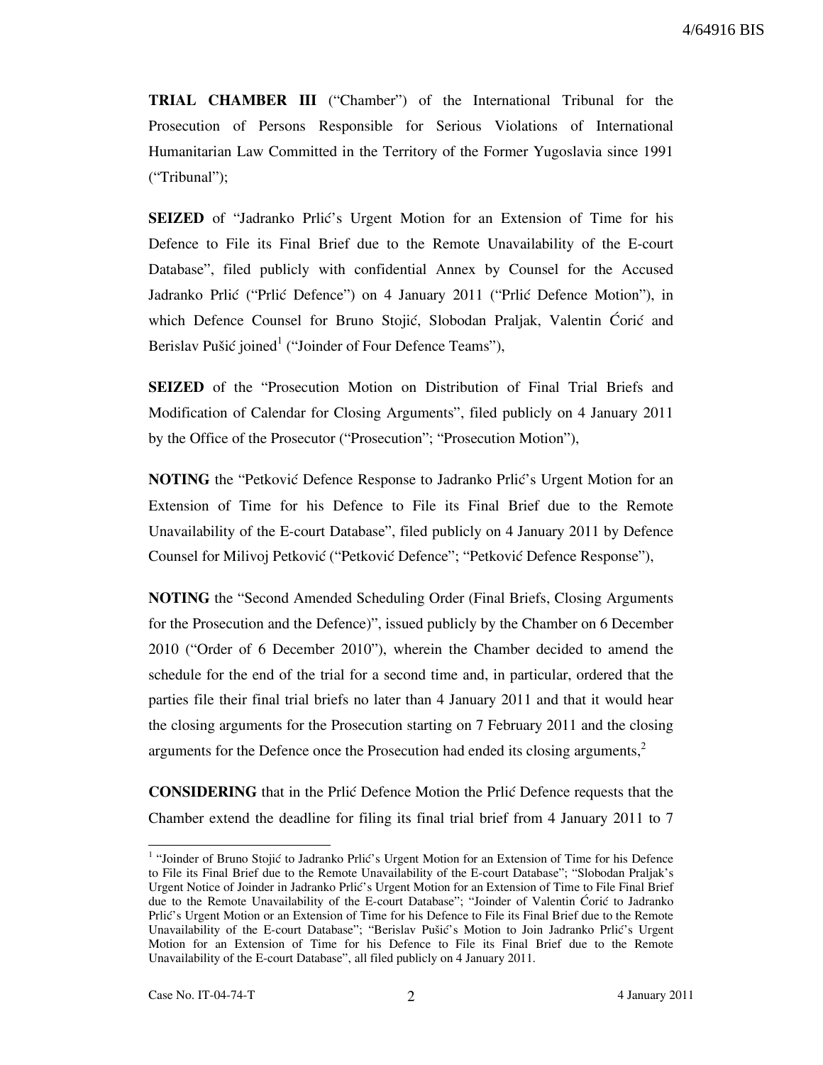**TRIAL CHAMBER III** ("Chamber") of the International Tribunal for the Prosecution of Persons Responsible for Serious Violations of International Humanitarian Law Committed in the Territory of the Former Yugoslavia since 1991 ("Tribunal");

**SEIZED** of "Jadranko Prlić's Urgent Motion for an Extension of Time for his Defence to File its Final Brief due to the Remote Unavailability of the E-court Database", filed publicly with confidential Annex by Counsel for the Accused Jadranko Prlić ("Prlić Defence") on 4 January 2011 ("Prlić Defence Motion"), in which Defence Counsel for Bruno Stojić, Slobodan Praljak, Valentin Ćorić and Berislav Pušić joined[1] ("Joinder of Four Defence Teams"),

**SEIZED** of the "Prosecution Motion on Distribution of Final Trial Briefs and Modification of Calendar for Closing Arguments", filed publicly on 4 January 2011 by the Office of the Prosecutor ("Prosecution"; "Prosecution Motion"),

**NOTING** the "Petković Defence Response to Jadranko Prlić's Urgent Motion for an Extension of Time for his Defence to File its Final Brief due to the Remote Unavailability of the E-court Database", filed publicly on 4 January 2011 by Defence Counsel for Milivoj Petković ("Petković Defence"; "Petković Defence Response"),

**NOTING** the "Second Amended Scheduling Order (Final Briefs, Closing Arguments for the Prosecution and the Defence)", issued publicly by the Chamber on 6 December 2010 ("Order of 6 December 2010"), wherein the Chamber decided to amend the schedule for the end of the trial for a second time and, in particular, ordered that the parties file their final trial briefs no later than 4 January 2011 and that it would hear the closing arguments for the Prosecution starting on 7 February 2011 and the closing arguments for the Defence once the Prosecution had ended its closing arguments,[2]

**CONSIDERING** that in the Prlić Defence Motion the Prlić Defence requests that the Chamber extend the deadline for filing its final trial brief from 4 January 2011 to 7

---

[1] "Joinder of Bruno Stojić to Jadranko Prlić's Urgent Motion for an Extension of Time for his Defence to File its Final Brief due to the Remote Unavailability of the E-court Database"; "Slobodan Praljak's Urgent Notice of Joinder in Jadranko Prlić's Urgent Motion for an Extension of Time to File Final Brief due to the Remote Unavailability of the E-court Database"; "Joinder of Valentin Ćorić to Jadranko Prlić's Urgent Motion or an Extension of Time for his Defence to File its Final Brief due to the Remote Unavailability of the E-court Database"; "Berislav Pušić's Motion to Join Jadranko Prlić's Urgent Motion for an Extension of Time for his Defence to File its Final Brief due to the Remote Unavailability of the E-court Database", all filed publicly on 4 January 2011.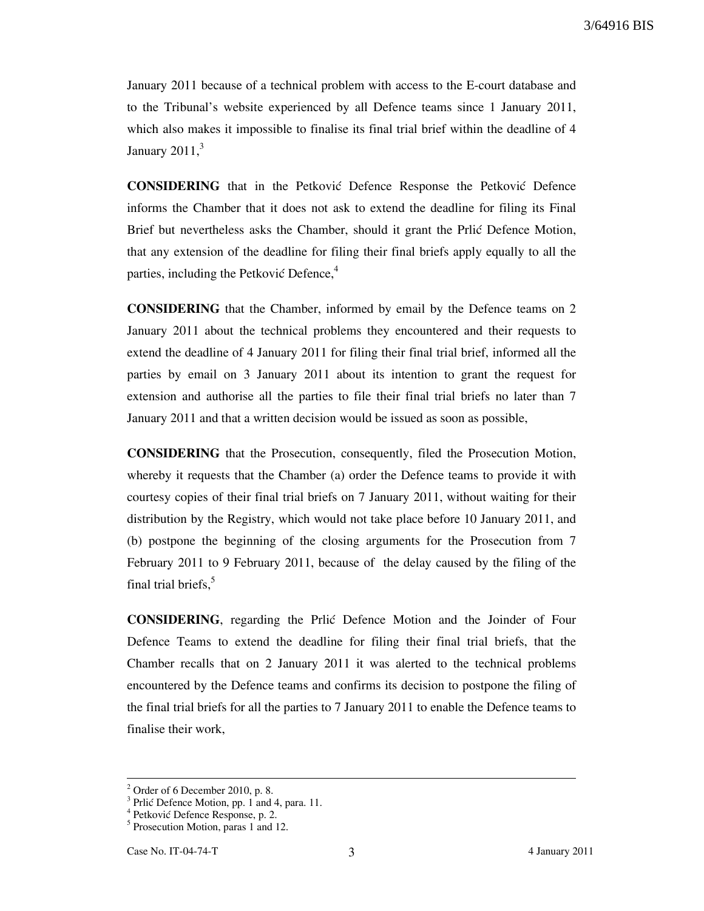January 2011 because of a technical problem with access to the E-court database and to the Tribunal's website experienced by all Defence teams since 1 January 2011, which also makes it impossible to finalise its final trial brief within the deadline of 4 January 2011,[3]

**CONSIDERING** that in the Petković Defence Response the Petković Defence informs the Chamber that it does not ask to extend the deadline for filing its Final Brief but nevertheless asks the Chamber, should it grant the Prlić Defence Motion, that any extension of the deadline for filing their final briefs apply equally to all the parties, including the Petković Defence,[4]

**CONSIDERING** that the Chamber, informed by email by the Defence teams on 2 January 2011 about the technical problems they encountered and their requests to extend the deadline of 4 January 2011 for filing their final trial brief, informed all the parties by email on 3 January 2011 about its intention to grant the request for extension and authorise all the parties to file their final trial briefs no later than 7 January 2011 and that a written decision would be issued as soon as possible,

**CONSIDERING** that the Prosecution, consequently, filed the Prosecution Motion, whereby it requests that the Chamber (a) order the Defence teams to provide it with courtesy copies of their final trial briefs on 7 January 2011, without waiting for their distribution by the Registry, which would not take place before 10 January 2011, and (b) postpone the beginning of the closing arguments for the Prosecution from 7 February 2011 to 9 February 2011, because of the delay caused by the filing of the final trial briefs,[5]

**CONSIDERING**, regarding the Prlić Defence Motion and the Joinder of Four Defence Teams to extend the deadline for filing their final trial briefs, that the Chamber recalls that on 2 January 2011 it was alerted to the technical problems encountered by the Defence teams and confirms its decision to postpone the filing of the final trial briefs for all the parties to 7 January 2011 to enable the Defence teams to finalise their work,

---

[2] Order of 6 December 2010, p. 8.
[3] Prlić Defence Motion, pp. 1 and 4, para. 11.
[4] Petković Defence Response, p. 2.
[5] Prosecution Motion, paras 1 and 12.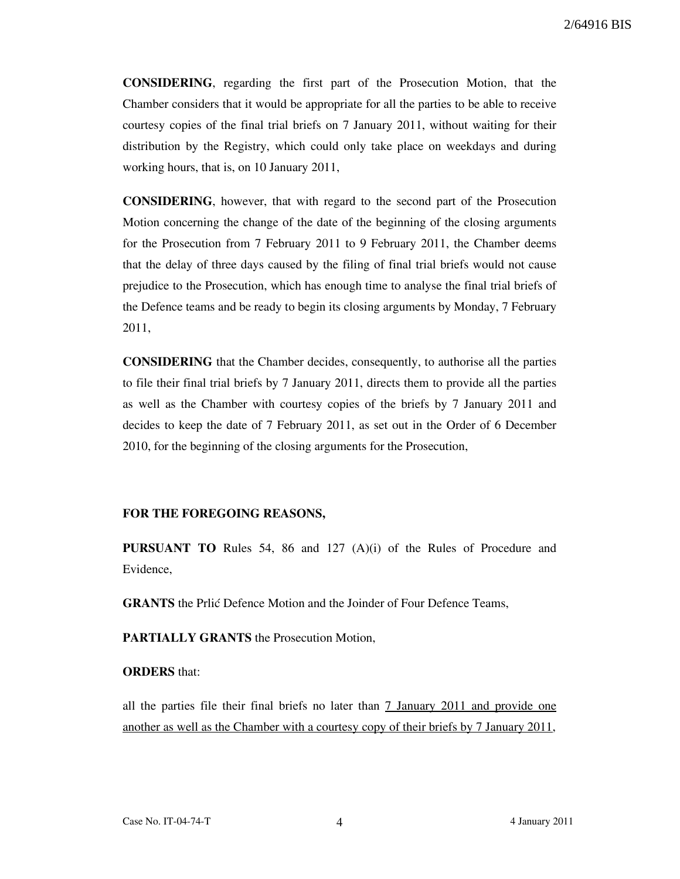**CONSIDERING**, regarding the first part of the Prosecution Motion, that the Chamber considers that it would be appropriate for all the parties to be able to receive courtesy copies of the final trial briefs on 7 January 2011, without waiting for their distribution by the Registry, which could only take place on weekdays and during working hours, that is, on 10 January 2011,

**CONSIDERING**, however, that with regard to the second part of the Prosecution Motion concerning the change of the date of the beginning of the closing arguments for the Prosecution from 7 February 2011 to 9 February 2011, the Chamber deems that the delay of three days caused by the filing of final trial briefs would not cause prejudice to the Prosecution, which has enough time to analyse the final trial briefs of the Defence teams and be ready to begin its closing arguments by Monday, 7 February 2011,

**CONSIDERING** that the Chamber decides, consequently, to authorise all the parties to file their final trial briefs by 7 January 2011, directs them to provide all the parties as well as the Chamber with courtesy copies of the briefs by 7 January 2011 and decides to keep the date of 7 February 2011, as set out in the Order of 6 December 2010, for the beginning of the closing arguments for the Prosecution,

**FOR THE FOREGOING REASONS,**

**PURSUANT TO** Rules 54, 86 and 127 (A)(i) of the Rules of Procedure and Evidence,

**GRANTS** the Prlić Defence Motion and the Joinder of Four Defence Teams,

**PARTIALLY GRANTS** the Prosecution Motion,

**ORDERS** that:

all the parties file their final briefs no later than 7 January 2011 and provide one another as well as the Chamber with a courtesy copy of their briefs by 7 January 2011,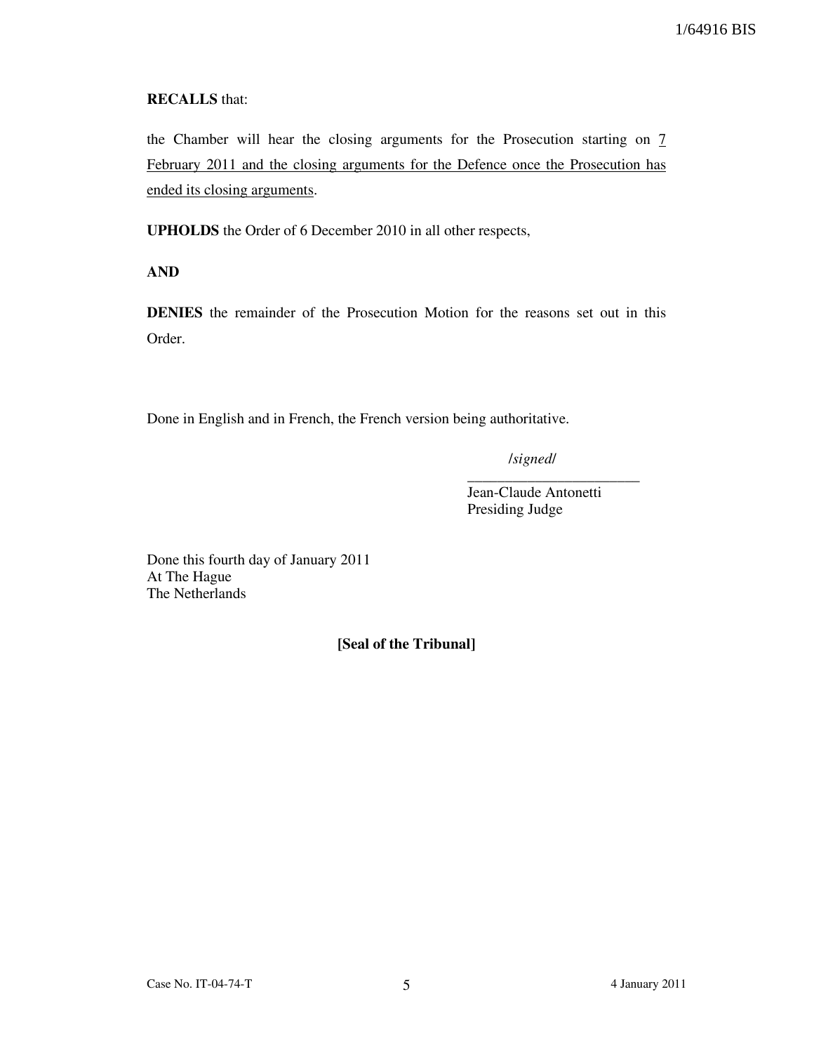**RECALLS** that:

the Chamber will hear the closing arguments for the Prosecution starting on 7 February 2011 and the closing arguments for the Defence once the Prosecution has ended its closing arguments.

**UPHOLDS** the Order of 6 December 2010 in all other respects,

**AND**

**DENIES** the remainder of the Prosecution Motion for the reasons set out in this Order.

Done in English and in French, the French version being authoritative.

/*signed*/

_______________________

Jean-Claude Antonetti
Presiding Judge

Done this fourth day of January 2011
At The Hague
The Netherlands

**[Seal of the Tribunal]**